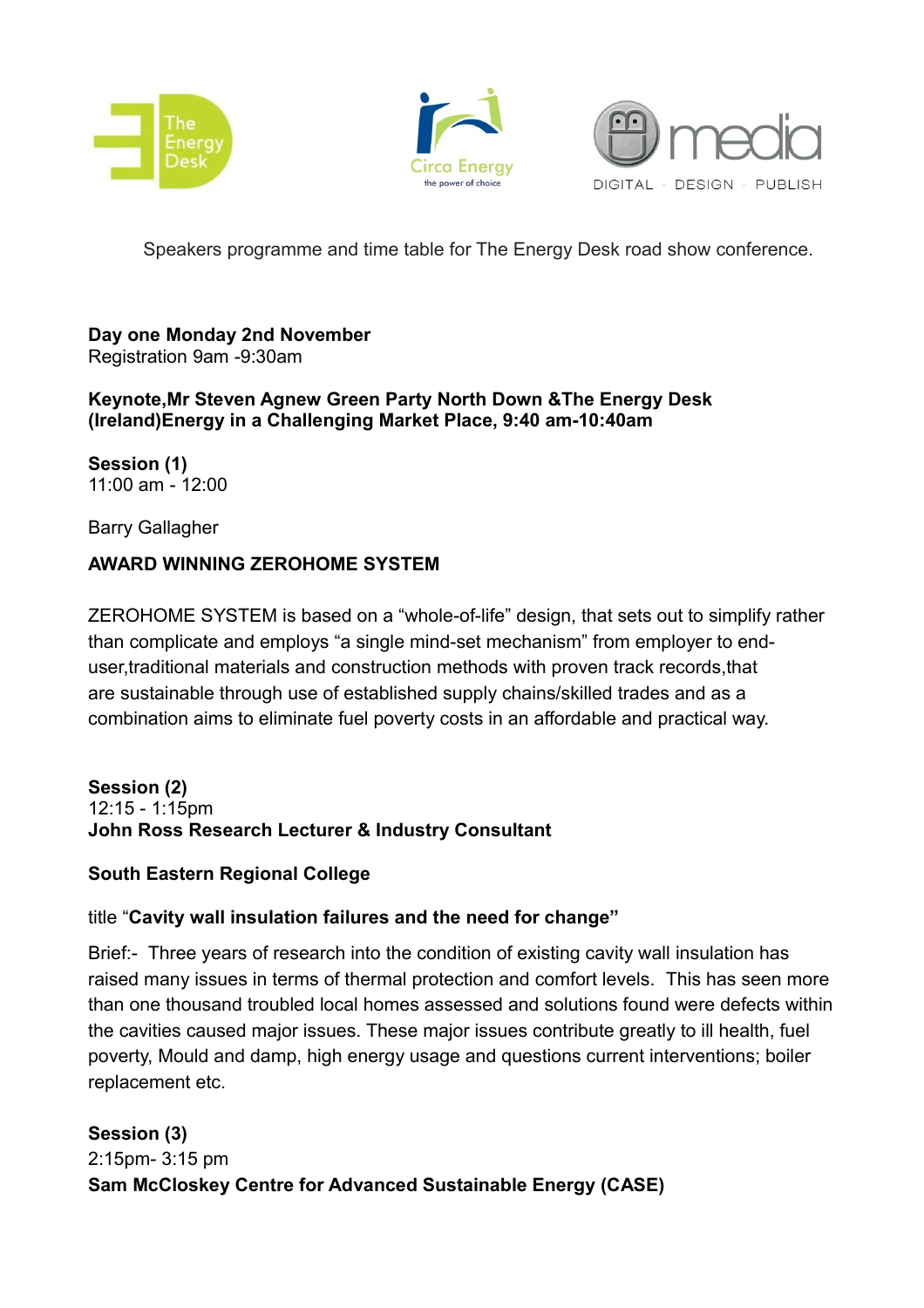Speakers programme and time table for The Energy Desk road show conference.

**Day one Monday 2nd November**
Registration 9am -9:30am

**Keynote,Mr Steven Agnew Green Party North Down &The Energy Desk (Ireland)Energy in a Challenging Market Place, 9:40 am-10:40am**

**Session (1)**
11:00 am - 12:00

Barry Gallagher

**AWARD WINNING ZEROHOME SYSTEM**

ZEROHOME SYSTEM is based on a "whole-of-life" design, that sets out to simplify rather than complicate and employs "a single mind-set mechanism" from employer to end-user,traditional materials and construction methods with proven track records,that are sustainable through use of established supply chains/skilled trades and as a combination aims to eliminate fuel poverty costs in an affordable and practical way.

**Session (2)**
12:15 - 1:15pm
**John Ross Research Lecturer & Industry Consultant**

**South Eastern Regional College**

title "**Cavity wall insulation failures and the need for change"**

Brief:- Three years of research into the condition of existing cavity wall insulation has raised many issues in terms of thermal protection and comfort levels. This has seen more than one thousand troubled local homes assessed and solutions found were defects within the cavities caused major issues. These major issues contribute greatly to ill health, fuel poverty, Mould and damp, high energy usage and questions current interventions; boiler replacement etc.

**Session (3)**
2:15pm- 3:15 pm
**Sam McCloskey Centre for Advanced Sustainable Energy (CASE)**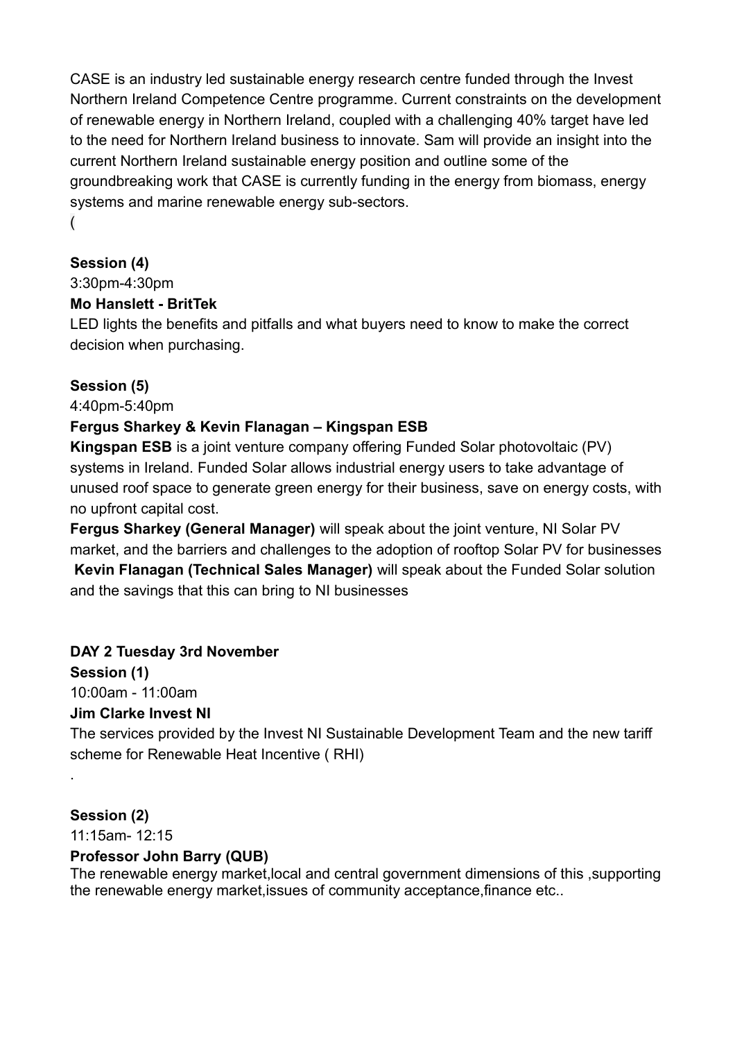CASE is an industry led sustainable energy research centre funded through the Invest Northern Ireland Competence Centre programme. Current constraints on the development of renewable energy in Northern Ireland, coupled with a challenging 40% target have led to the need for Northern Ireland business to innovate. Sam will provide an insight into the current Northern Ireland sustainable energy position and outline some of the groundbreaking work that CASE is currently funding in the energy from biomass, energy systems and marine renewable energy sub-sectors.

(

**Session (4)**

3:30pm-4:30pm

**Mo Hanslett - BritTek**

LED lights the benefits and pitfalls and what buyers need to know to make the correct decision when purchasing.

**Session (5)**

4:40pm-5:40pm

**Fergus Sharkey & Kevin Flanagan – Kingspan ESB**

**Kingspan ESB** is a joint venture company offering Funded Solar photovoltaic (PV) systems in Ireland. Funded Solar allows industrial energy users to take advantage of unused roof space to generate green energy for their business, save on energy costs, with no upfront capital cost.

**Fergus Sharkey (General Manager)** will speak about the joint venture, NI Solar PV market, and the barriers and challenges to the adoption of rooftop Solar PV for businesses

**Kevin Flanagan (Technical Sales Manager)** will speak about the Funded Solar solution and the savings that this can bring to NI businesses

**DAY 2 Tuesday 3rd November**

**Session (1)**

10:00am - 11:00am

**Jim Clarke Invest NI**

The services provided by the Invest NI Sustainable Development Team and the new tariff scheme for Renewable Heat Incentive ( RHI)

.

**Session (2)**

11:15am- 12:15

**Professor John Barry (QUB)**

The renewable energy market,local and central government dimensions of this ,supporting the renewable energy market,issues of community acceptance,finance etc..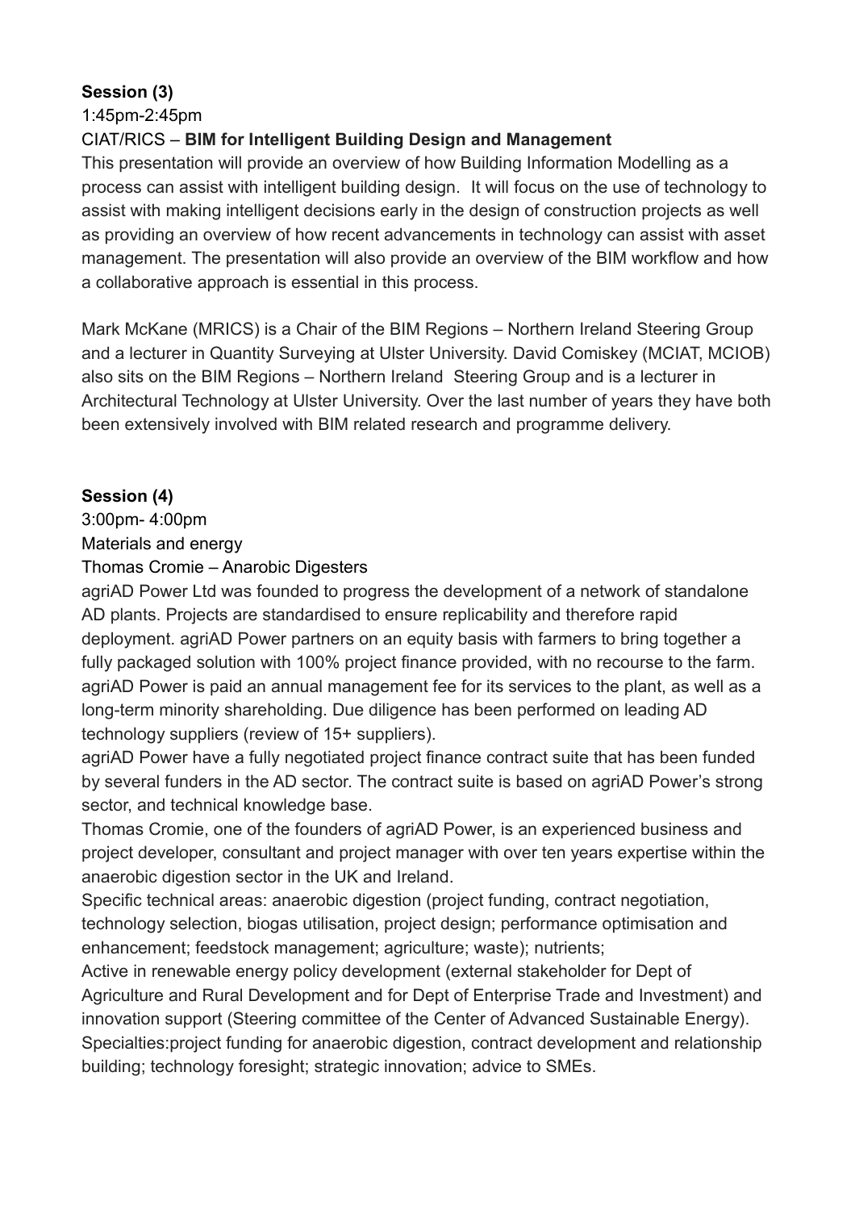**Session (3)**

1:45pm-2:45pm

CIAT/RICS – **BIM for Intelligent Building Design and Management**

This presentation will provide an overview of how Building Information Modelling as a process can assist with intelligent building design. It will focus on the use of technology to assist with making intelligent decisions early in the design of construction projects as well as providing an overview of how recent advancements in technology can assist with asset management. The presentation will also provide an overview of the BIM workflow and how a collaborative approach is essential in this process.

Mark McKane (MRICS) is a Chair of the BIM Regions – Northern Ireland Steering Group and a lecturer in Quantity Surveying at Ulster University. David Comiskey (MCIAT, MCIOB) also sits on the BIM Regions – Northern Ireland Steering Group and is a lecturer in Architectural Technology at Ulster University. Over the last number of years they have both been extensively involved with BIM related research and programme delivery.

**Session (4)**

3:00pm- 4:00pm

Materials and energy

Thomas Cromie – Anarobic Digesters

agriAD Power Ltd was founded to progress the development of a network of standalone AD plants. Projects are standardised to ensure replicability and therefore rapid deployment. agriAD Power partners on an equity basis with farmers to bring together a fully packaged solution with 100% project finance provided, with no recourse to the farm. agriAD Power is paid an annual management fee for its services to the plant, as well as a long-term minority shareholding. Due diligence has been performed on leading AD technology suppliers (review of 15+ suppliers).

agriAD Power have a fully negotiated project finance contract suite that has been funded by several funders in the AD sector. The contract suite is based on agriAD Power's strong sector, and technical knowledge base.

Thomas Cromie, one of the founders of agriAD Power, is an experienced business and project developer, consultant and project manager with over ten years expertise within the anaerobic digestion sector in the UK and Ireland.

Specific technical areas: anaerobic digestion (project funding, contract negotiation, technology selection, biogas utilisation, project design; performance optimisation and enhancement; feedstock management; agriculture; waste); nutrients;

Active in renewable energy policy development (external stakeholder for Dept of Agriculture and Rural Development and for Dept of Enterprise Trade and Investment) and innovation support (Steering committee of the Center of Advanced Sustainable Energy).

Specialties:project funding for anaerobic digestion, contract development and relationship building; technology foresight; strategic innovation; advice to SMEs.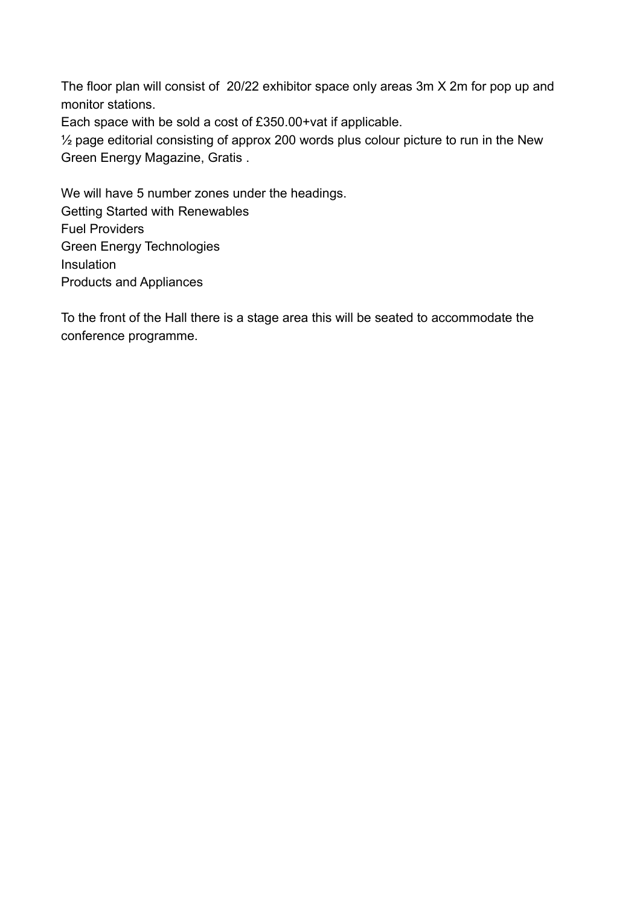The floor plan will consist of 20/22 exhibitor space only areas 3m X 2m for pop up and monitor stations.

Each space with be sold a cost of £350.00+vat if applicable.

½ page editorial consisting of approx 200 words plus colour picture to run in the New Green Energy Magazine, Gratis .

We will have 5 number zones under the headings.

Getting Started with Renewables

Fuel Providers

Green Energy Technologies

Insulation

Products and Appliances

To the front of the Hall there is a stage area this will be seated to accommodate the conference programme.